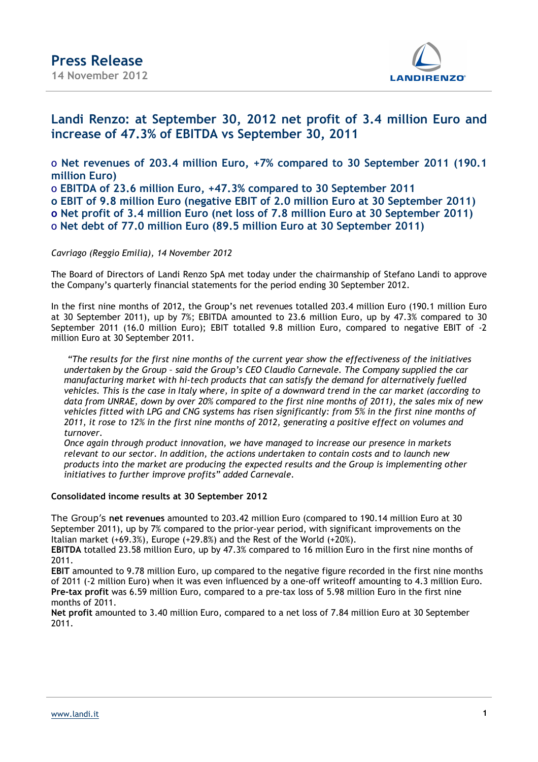# Press Release

**14 November 2012**

## Landi Renzo: at September 30, 2012 net profit of 3.4 million Euro and increase of 47.3% of EBITDA vs September 30, 2011

- **Net revenues of 203.4 million Euro, +7% compared to 30 September 2011 (190.1 million Euro)**
- **EBITDA of 23.6 million Euro, +47.3% compared to 30 September 2011**
- **EBIT of 9.8 million Euro (negative EBIT of 2.0 million Euro at 30 September 2011)**
- **Net profit of 3.4 million Euro (net loss of 7.8 million Euro at 30 September 2011)**
- **Net debt of 77.0 million Euro (89.5 million Euro at 30 September 2011)**

*Cavriago (Reggio Emilia), 14 November 2012*

The Board of Directors of Landi Renzo SpA met today under the chairmanship of Stefano Landi to approve the Company's quarterly financial statements for the period ending 30 September 2012.

In the first nine months of 2012, the Group's net revenues totalled 203.4 million Euro (190.1 million Euro at 30 September 2011), up by 7%; EBITDA amounted to 23.6 million Euro, up by 47.3% compared to 30 September 2011 (16.0 million Euro); EBIT totalled 9.8 million Euro, compared to negative EBIT of -2 million Euro at 30 September 2011.

*"The results for the first nine months of the current year show the effectiveness of the initiatives undertaken by the Group – said the Group's CEO Claudio Carnevale. The Company supplied the car manufacturing market with hi-tech products that can satisfy the demand for alternatively fuelled vehicles. This is the case in Italy where, in spite of a downward trend in the car market (according to data from UNRAE, down by over 20% compared to the first nine months of 2011), the sales mix of new vehicles fitted with LPG and CNG systems has risen significantly: from 5% in the first nine months of 2011, it rose to 12% in the first nine months of 2012, generating a positive effect on volumes and turnover.*

*Once again through product innovation, we have managed to increase our presence in markets relevant to our sector. In addition, the actions undertaken to contain costs and to launch new products into the market are producing the expected results and the Group is implementing other initiatives to further improve profits" added Carnevale.*

**Consolidated income results at 30 September 2012**

The Group's **net revenues** amounted to 203.42 million Euro (compared to 190.14 million Euro at 30 September 2011), up by 7% compared to the prior-year period, with significant improvements on the Italian market (+69.3%), Europe (+29.8%) and the Rest of the World (+20%).

**EBITDA** totalled 23.58 million Euro, up by 47.3% compared to 16 million Euro in the first nine months of 2011.

**EBIT** amounted to 9.78 million Euro, up compared to the negative figure recorded in the first nine months of 2011 (-2 million Euro) when it was even influenced by a one-off writeoff amounting to 4.3 million Euro.

**Pre-tax profit** was 6.59 million Euro, compared to a pre-tax loss of 5.98 million Euro in the first nine months of 2011.

**Net profit** amounted to 3.40 million Euro, compared to a net loss of 7.84 million Euro at 30 September 2011.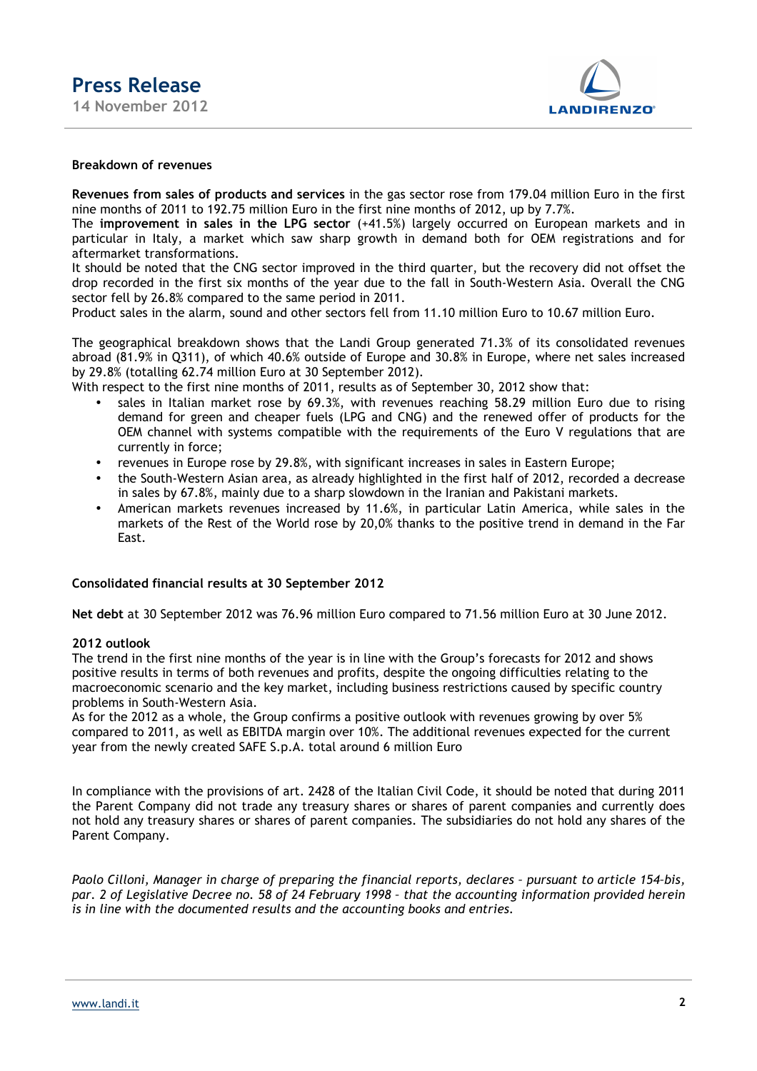**Breakdown of revenues**

**Revenues from sales of products and services** in the gas sector rose from 179.04 million Euro in the first nine months of 2011 to 192.75 million Euro in the first nine months of 2012, up by 7.7%.
The **improvement in sales in the LPG sector** (+41.5%) largely occurred on European markets and in particular in Italy, a market which saw sharp growth in demand both for OEM registrations and for aftermarket transformations.
It should be noted that the CNG sector improved in the third quarter, but the recovery did not offset the drop recorded in the first six months of the year due to the fall in South-Western Asia. Overall the CNG sector fell by 26.8% compared to the same period in 2011.
Product sales in the alarm, sound and other sectors fell from 11.10 million Euro to 10.67 million Euro.

The geographical breakdown shows that the Landi Group generated 71.3% of its consolidated revenues abroad (81.9% in Q311), of which 40.6% outside of Europe and 30.8% in Europe, where net sales increased by 29.8% (totalling 62.74 million Euro at 30 September 2012).
With respect to the first nine months of 2011, results as of September 30, 2012 show that:

- sales in Italian market rose by 69.3%, with revenues reaching 58.29 million Euro due to rising demand for green and cheaper fuels (LPG and CNG) and the renewed offer of products for the OEM channel with systems compatible with the requirements of the Euro V regulations that are currently in force;
- revenues in Europe rose by 29.8%, with significant increases in sales in Eastern Europe;
- the South-Western Asian area, as already highlighted in the first half of 2012, recorded a decrease in sales by 67.8%, mainly due to a sharp slowdown in the Iranian and Pakistani markets.
- American markets revenues increased by 11.6%, in particular Latin America, while sales in the markets of the Rest of the World rose by 20,0% thanks to the positive trend in demand in the Far East.

**Consolidated financial results at 30 September 2012**

**Net debt** at 30 September 2012 was 76.96 million Euro compared to 71.56 million Euro at 30 June 2012.

**2012 outlook**

The trend in the first nine months of the year is in line with the Group's forecasts for 2012 and shows positive results in terms of both revenues and profits, despite the ongoing difficulties relating to the macroeconomic scenario and the key market, including business restrictions caused by specific country problems in South-Western Asia.
As for the 2012 as a whole, the Group confirms a positive outlook with revenues growing by over 5% compared to 2011, as well as EBITDA margin over 10%. The additional revenues expected for the current year from the newly created SAFE S.p.A. total around 6 million Euro

In compliance with the provisions of art. 2428 of the Italian Civil Code, it should be noted that during 2011 the Parent Company did not trade any treasury shares or shares of parent companies and currently does not hold any treasury shares or shares of parent companies. The subsidiaries do not hold any shares of the Parent Company.

*Paolo Cilloni, Manager in charge of preparing the financial reports, declares – pursuant to article 154-bis, par. 2 of Legislative Decree no. 58 of 24 February 1998 – that the accounting information provided herein is in line with the documented results and the accounting books and entries.*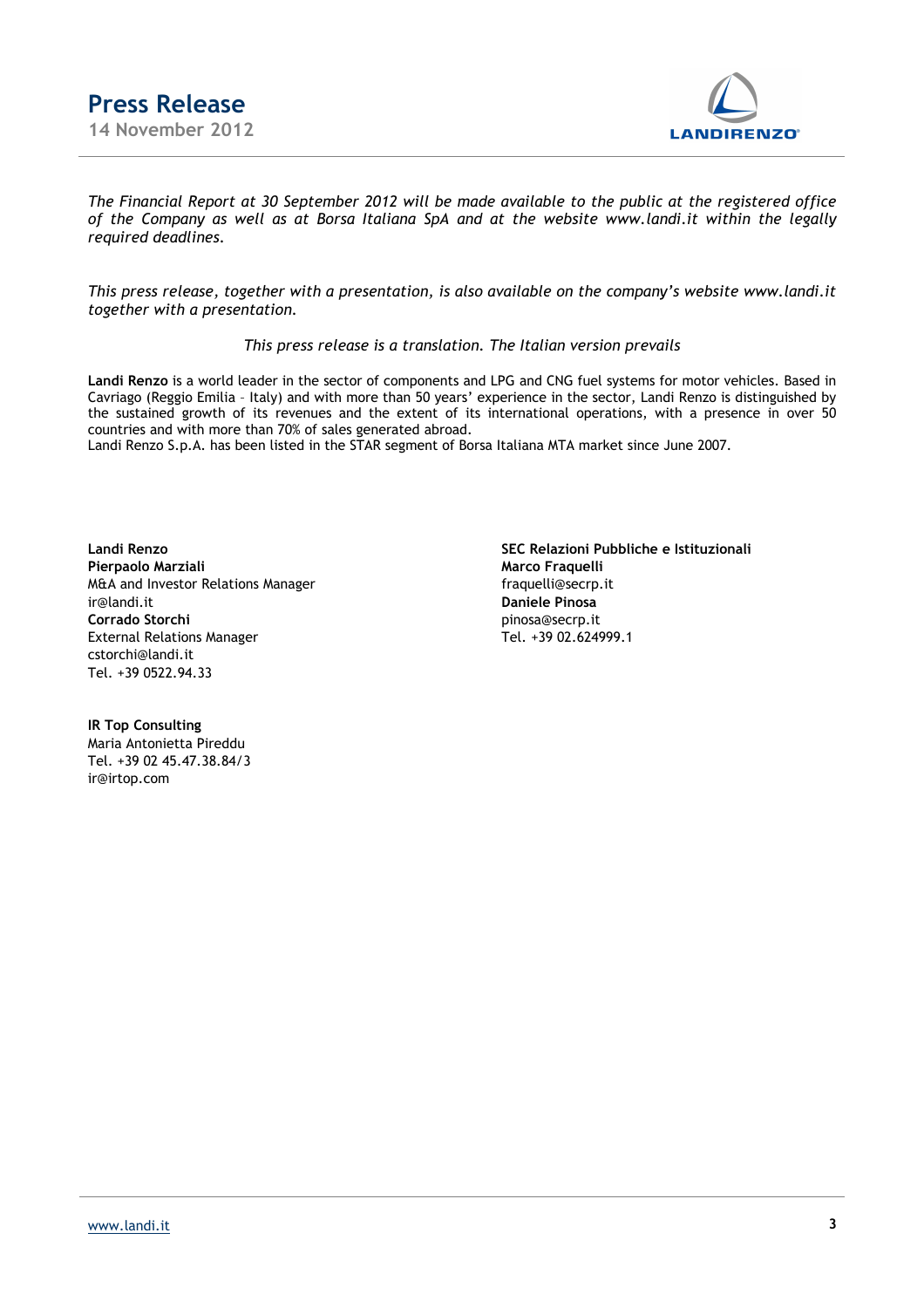*The Financial Report at 30 September 2012 will be made available to the public at the registered office of the Company as well as at Borsa Italiana SpA and at the website www.landi.it within the legally required deadlines.*

*This press release, together with a presentation, is also available on the company's website www.landi.it together with a presentation.*

*This press release is a translation. The Italian version prevails*

**Landi Renzo** is a world leader in the sector of components and LPG and CNG fuel systems for motor vehicles. Based in Cavriago (Reggio Emilia – Italy) and with more than 50 years' experience in the sector, Landi Renzo is distinguished by the sustained growth of its revenues and the extent of its international operations, with a presence in over 50 countries and with more than 70% of sales generated abroad.
Landi Renzo S.p.A. has been listed in the STAR segment of Borsa Italiana MTA market since June 2007.

**Landi Renzo**
**Pierpaolo Marziali**
M&A and Investor Relations Manager
ir@landi.it
**Corrado Storchi**
External Relations Manager
cstorchi@landi.it
Tel. +39 0522.94.33

**SEC Relazioni Pubbliche e Istituzionali**
**Marco Fraquelli**
fraquelli@secrp.it
**Daniele Pinosa**
pinosa@secrp.it
Tel. +39 02.624999.1

**IR Top Consulting**
Maria Antonietta Pireddu
Tel. +39 02 45.47.38.84/3
ir@irtop.com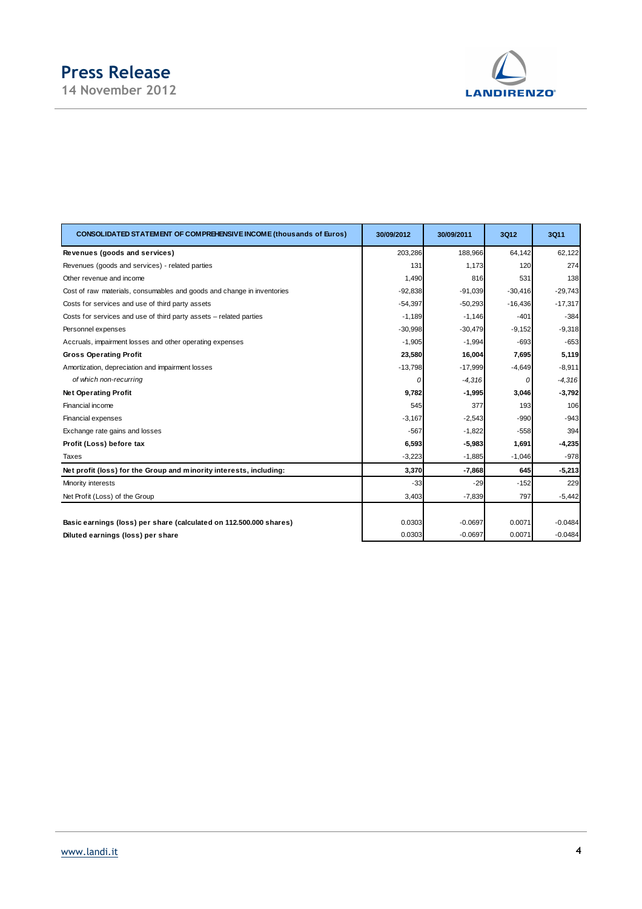| CONSOLIDATED STATEMENT OF COMPREHENSIVE INCOME (thousands of Euros) | 30/09/2012 | 30/09/2011 | 3Q12 | 3Q11 |
|---|---|---|---|---|
| **Revenues (goods and services)** | 203,286 | 188,966 | 64,142 | 62,122 |
| Revenues (goods and services) - related parties | 131 | 1,173 | 120 | 274 |
| Other revenue and income | 1,490 | 816 | 531 | 138 |
| Cost of raw materials, consumables and goods and change in inventories | -92,838 | -91,039 | -30,416 | -29,743 |
| Costs for services and use of third party assets | -54,397 | -50,293 | -16,436 | -17,317 |
| Costs for services and use of third party assets – related parties | -1,189 | -1,146 | -401 | -384 |
| Personnel expenses | -30,998 | -30,479 | -9,152 | -9,318 |
| Accruals, impairment losses and other operating expenses | -1,905 | -1,994 | -693 | -653 |
| **Gross Operating Profit** | **23,580** | **16,004** | **7,695** | **5,119** |
| Amortization, depreciation and impairment losses | -13,798 | -17,999 | -4,649 | -8,911 |
| *of which non-recurring* | *0* | *-4,316* | *0* | *-4,316* |
| **Net Operating Profit** | **9,782** | **-1,995** | **3,046** | **-3,792** |
| Financial income | 545 | 377 | 193 | 106 |
| Financial expenses | -3,167 | -2,543 | -990 | -943 |
| Exchange rate gains and losses | -567 | -1,822 | -558 | 394 |
| **Profit (Loss) before tax** | **6,593** | **-5,983** | **1,691** | **-4,235** |
| Taxes | -3,223 | -1,885 | -1,046 | -978 |
| **Net profit (loss) for the Group and minority interests, including:** | **3,370** | **-7,868** | **645** | **-5,213** |
| Minority interests | -33 | -29 | -152 | 229 |
| Net Profit (Loss) of the Group | 3,403 | -7,839 | 797 | -5,442 |
| | | | | |
| **Basic earnings (loss) per share (calculated on 112.500.000 shares)** | 0.0303 | -0.0697 | 0.0071 | -0.0484 |
| **Diluted earnings (loss) per share** | 0.0303 | -0.0697 | 0.0071 | -0.0484 |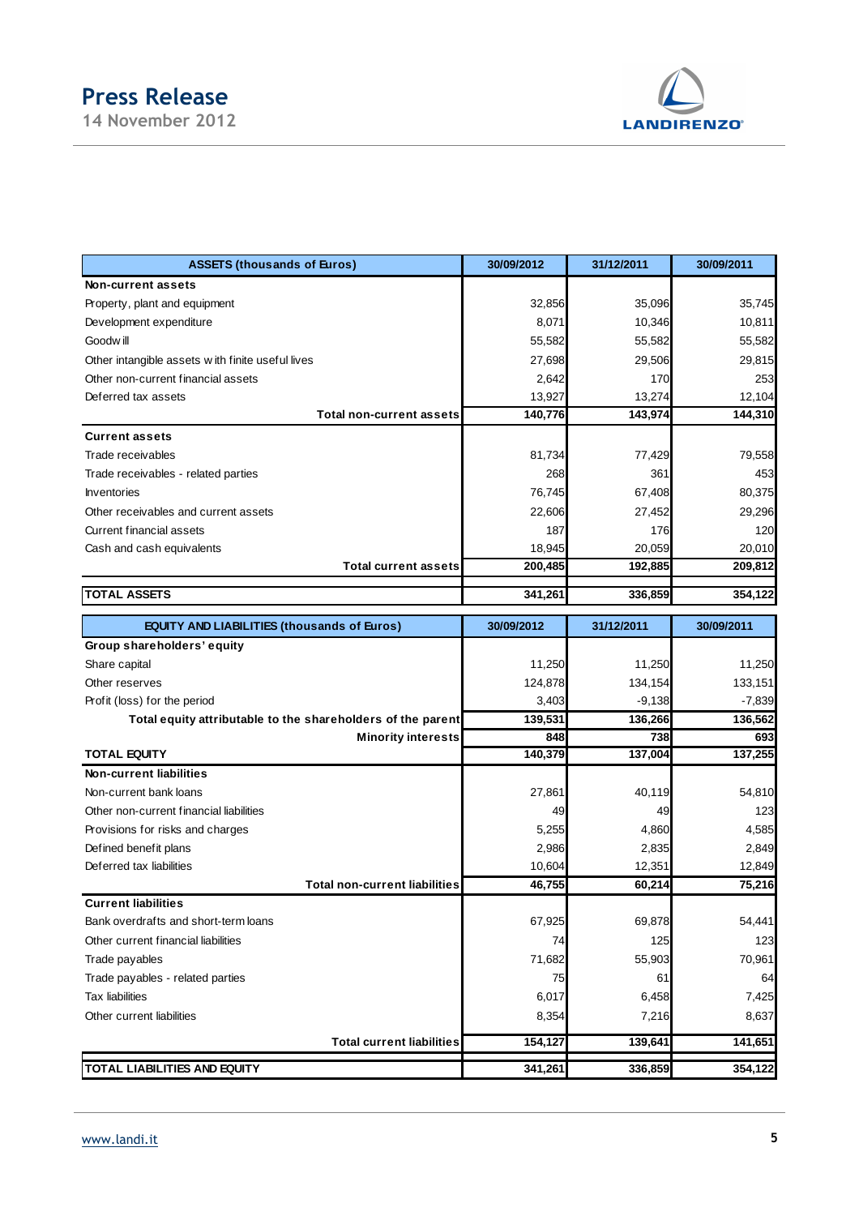| ASSETS (thousands of Euros) | 30/09/2012 | 31/12/2011 | 30/09/2011 |
|---|---|---|---|
| **Non-current assets** | | | |
| Property, plant and equipment | 32,856 | 35,096 | 35,745 |
| Development expenditure | 8,071 | 10,346 | 10,811 |
| Goodwill | 55,582 | 55,582 | 55,582 |
| Other intangible assets with finite useful lives | 27,698 | 29,506 | 29,815 |
| Other non-current financial assets | 2,642 | 170 | 253 |
| Deferred tax assets | 13,927 | 13,274 | 12,104 |
| **Total non-current assets** | **140,776** | **143,974** | **144,310** |
| **Current assets** | | | |
| Trade receivables | 81,734 | 77,429 | 79,558 |
| Trade receivables - related parties | 268 | 361 | 453 |
| Inventories | 76,745 | 67,408 | 80,375 |
| Other receivables and current assets | 22,606 | 27,452 | 29,296 |
| Current financial assets | 187 | 176 | 120 |
| Cash and cash equivalents | 18,945 | 20,059 | 20,010 |
| **Total current assets** | **200,485** | **192,885** | **209,812** |
| **TOTAL ASSETS** | **341,261** | **336,859** | **354,122** |

| EQUITY AND LIABILITIES (thousands of Euros) | 30/09/2012 | 31/12/2011 | 30/09/2011 |
|---|---|---|---|
| **Group shareholders' equity** | | | |
| Share capital | 11,250 | 11,250 | 11,250 |
| Other reserves | 124,878 | 134,154 | 133,151 |
| Profit (loss) for the period | 3,403 | -9,138 | -7,839 |
| **Total equity attributable to the shareholders of the parent** | **139,531** | **136,266** | **136,562** |
| **Minority interests** | **848** | **738** | **693** |
| **TOTAL EQUITY** | **140,379** | **137,004** | **137,255** |
| **Non-current liabilities** | | | |
| Non-current bank loans | 27,861 | 40,119 | 54,810 |
| Other non-current financial liabilities | 49 | 49 | 123 |
| Provisions for risks and charges | 5,255 | 4,860 | 4,585 |
| Defined benefit plans | 2,986 | 2,835 | 2,849 |
| Deferred tax liabilities | 10,604 | 12,351 | 12,849 |
| **Total non-current liabilities** | **46,755** | **60,214** | **75,216** |
| **Current liabilities** | | | |
| Bank overdrafts and short-term loans | 67,925 | 69,878 | 54,441 |
| Other current financial liabilities | 74 | 125 | 123 |
| Trade payables | 71,682 | 55,903 | 70,961 |
| Trade payables - related parties | 75 | 61 | 64 |
| Tax liabilities | 6,017 | 6,458 | 7,425 |
| Other current liabilities | 8,354 | 7,216 | 8,637 |
| **Total current liabilities** | **154,127** | **139,641** | **141,651** |
| **TOTAL LIABILITIES AND EQUITY** | **341,261** | **336,859** | **354,122** |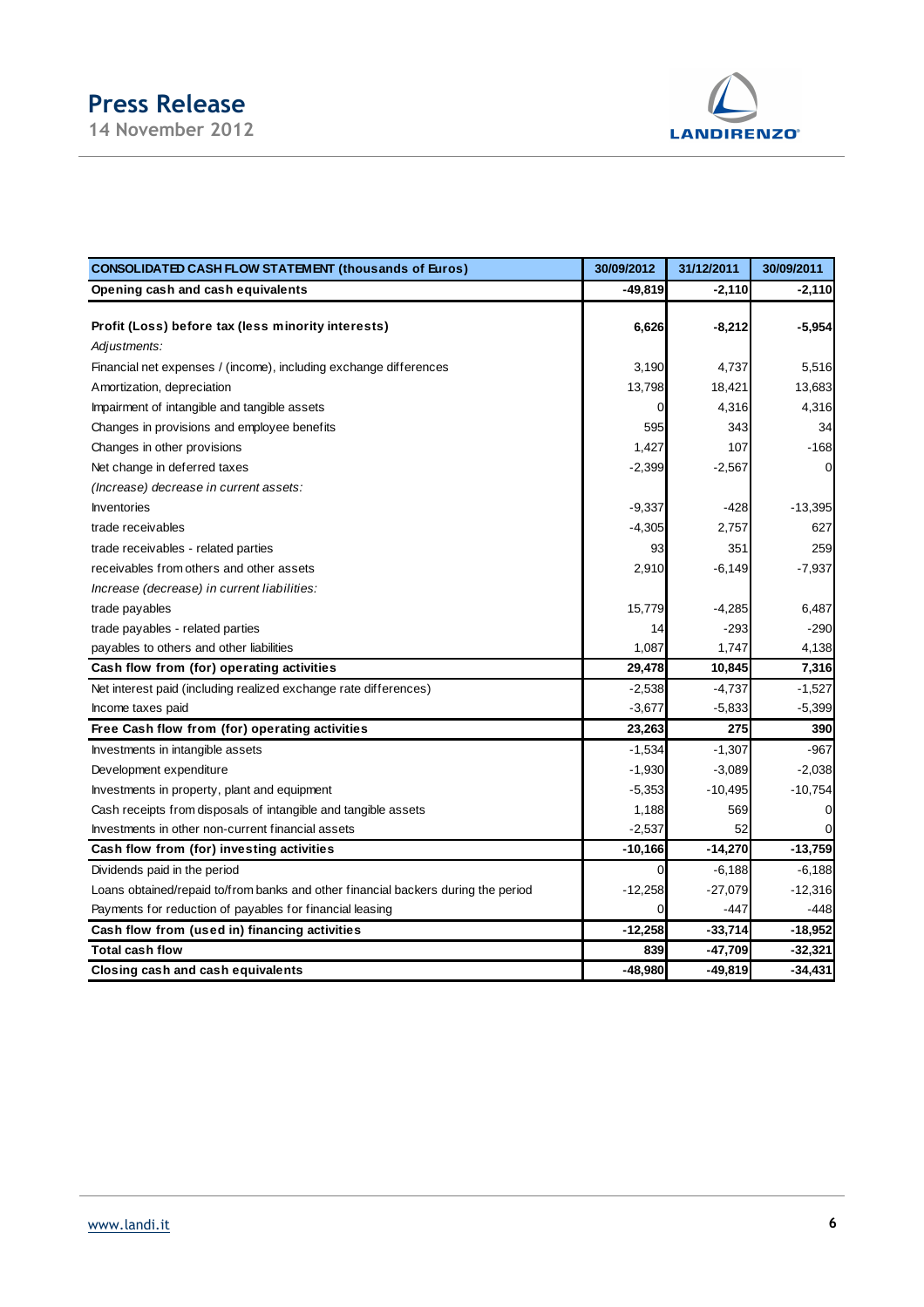| CONSOLIDATED CASH FLOW STATEMENT (thousands of Euros) | 30/09/2012 | 31/12/2011 | 30/09/2011 |
|---|---|---|---|
| **Opening cash and cash equivalents** | **-49,819** | **-2,110** | **-2,110** |
| **Profit (Loss) before tax (less minority interests)** | **6,626** | **-8,212** | **-5,954** |
| *Adjustments:* | | | |
| Financial net expenses / (income), including exchange differences | 3,190 | 4,737 | 5,516 |
| Amortization, depreciation | 13,798 | 18,421 | 13,683 |
| Impairment of intangible and tangible assets | 0 | 4,316 | 4,316 |
| Changes in provisions and employee benefits | 595 | 343 | 34 |
| Changes in other provisions | 1,427 | 107 | -168 |
| Net change in deferred taxes | -2,399 | -2,567 | 0 |
| *(Increase) decrease in current assets:* | | | |
| Inventories | -9,337 | -428 | -13,395 |
| trade receivables | -4,305 | 2,757 | 627 |
| trade receivables - related parties | 93 | 351 | 259 |
| receivables from others and other assets | 2,910 | -6,149 | -7,937 |
| *Increase (decrease) in current liabilities:* | | | |
| trade payables | 15,779 | -4,285 | 6,487 |
| trade payables - related parties | 14 | -293 | -290 |
| payables to others and other liabilities | 1,087 | 1,747 | 4,138 |
| **Cash flow from (for) operating activities** | **29,478** | **10,845** | **7,316** |
| Net interest paid (including realized exchange rate differences) | -2,538 | -4,737 | -1,527 |
| Income taxes paid | -3,677 | -5,833 | -5,399 |
| **Free Cash flow from (for) operating activities** | **23,263** | **275** | **390** |
| Investments in intangible assets | -1,534 | -1,307 | -967 |
| Development expenditure | -1,930 | -3,089 | -2,038 |
| Investments in property, plant and equipment | -5,353 | -10,495 | -10,754 |
| Cash receipts from disposals of intangible and tangible assets | 1,188 | 569 | 0 |
| Investments in other non-current financial assets | -2,537 | 52 | 0 |
| **Cash flow from (for) investing activities** | **-10,166** | **-14,270** | **-13,759** |
| Dividends paid in the period | 0 | -6,188 | -6,188 |
| Loans obtained/repaid to/from banks and other financial backers during the period | -12,258 | -27,079 | -12,316 |
| Payments for reduction of payables for financial leasing | 0 | -447 | -448 |
| **Cash flow from (used in) financing activities** | **-12,258** | **-33,714** | **-18,952** |
| **Total cash flow** | **839** | **-47,709** | **-32,321** |
| **Closing cash and cash equivalents** | **-48,980** | **-49,819** | **-34,431** |